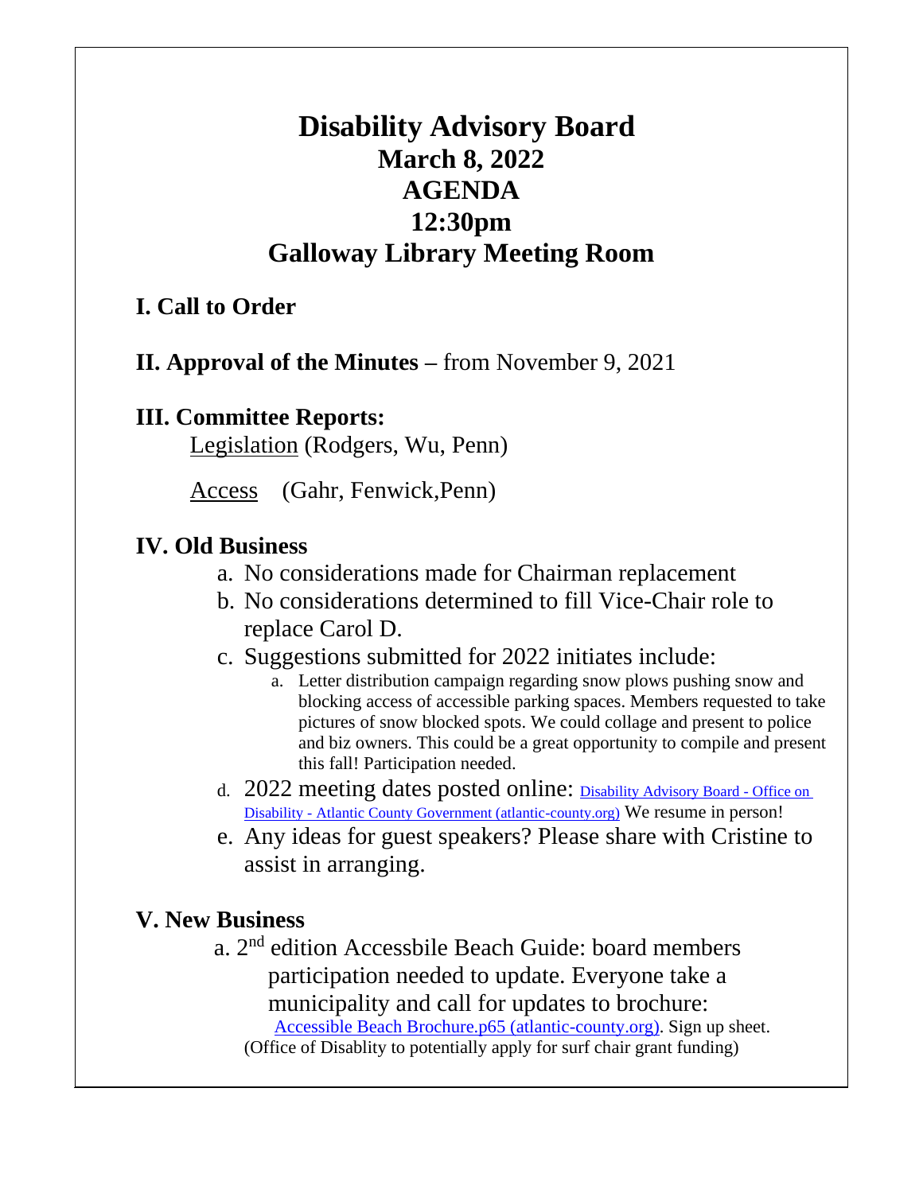# Disability Advisory Board
## March 8, 2022
## AGENDA
## 12:30pm
## Galloway Library Meeting Room

**I. Call to Order**

**II. Approval of the Minutes** – from November 9, 2021

**III. Committee Reports:**

Legislation (Rodgers, Wu, Penn)

Access (Gahr, Fenwick,Penn)

**IV. Old Business**

a. No considerations made for Chairman replacement
b. No considerations determined to fill Vice-Chair role to replace Carol D.
c. Suggestions submitted for 2022 initiates include:
   a. Letter distribution campaign regarding snow plows pushing snow and blocking access of accessible parking spaces. Members requested to take pictures of snow blocked spots. We could collage and present to police and biz owners. This could be a great opportunity to compile and present this fall! Participation needed.
d. 2022 meeting dates posted online: Disability Advisory Board - Office on Disability - Atlantic County Government (atlantic-county.org) We resume in person!
e. Any ideas for guest speakers? Please share with Cristine to assist in arranging.

**V. New Business**

a. 2nd edition Accessbile Beach Guide: board members participation needed to update. Everyone take a municipality and call for updates to brochure: Accessible Beach Brochure.p65 (atlantic-county.org). Sign up sheet. (Office of Disablity to potentially apply for surf chair grant funding)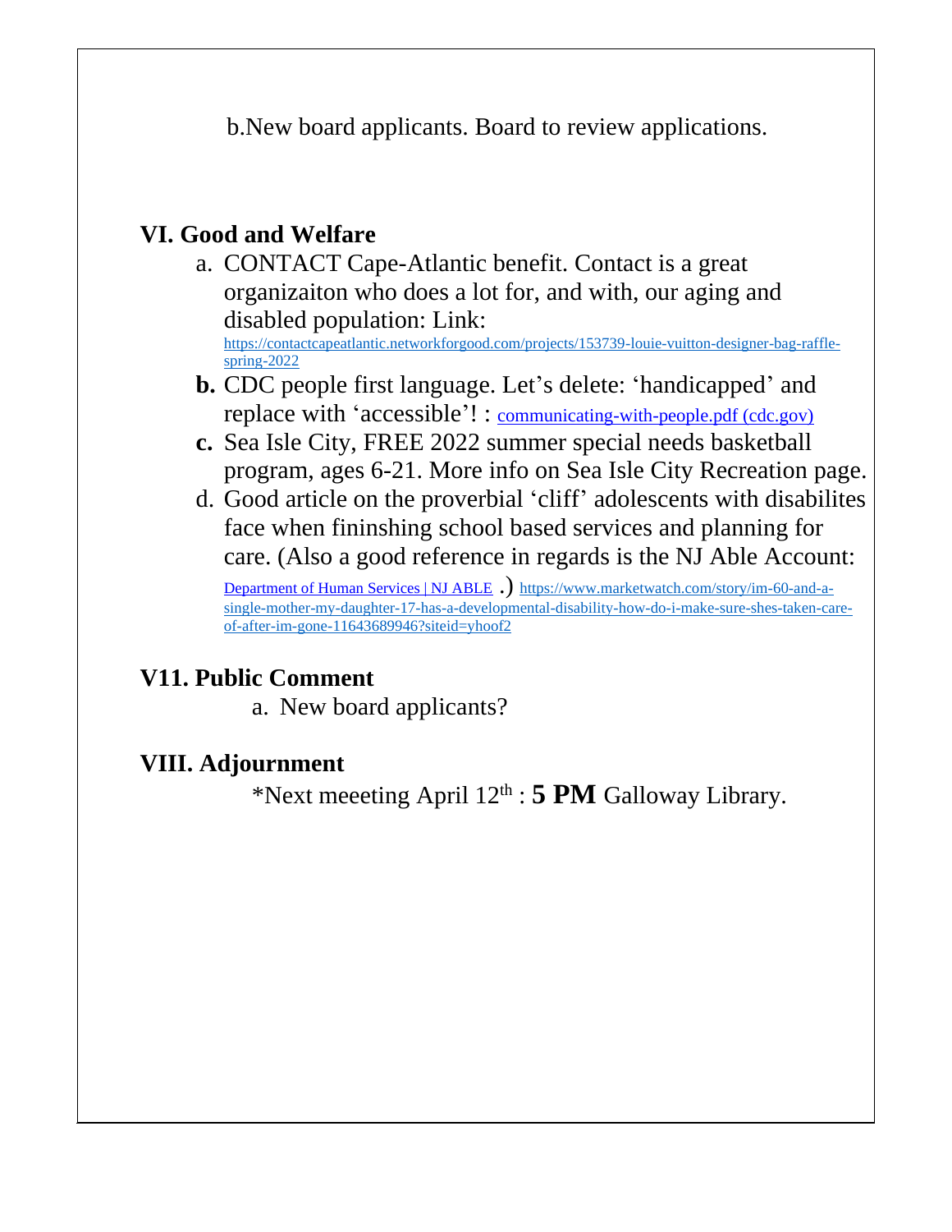b.New board applicants. Board to review applications.

## VI. Good and Welfare

a. CONTACT Cape-Atlantic benefit. Contact is a great organizaiton who does a lot for, and with, our aging and disabled population: Link: https://contactcapeatlantic.networkforgood.com/projects/153739-louie-vuitton-designer-bag-raffle-spring-2022

**b.** CDC people first language. Let's delete: 'handicapped' and replace with 'accessible'! : communicating-with-people.pdf (cdc.gov)

**c.** Sea Isle City, FREE 2022 summer special needs basketball program, ages 6-21. More info on Sea Isle City Recreation page.

d. Good article on the proverbial 'cliff' adolescents with disabilites face when fininshing school based services and planning for care. (Also a good reference in regards is the NJ Able Account: Department of Human Services | NJ ABLE .) https://www.marketwatch.com/story/im-60-and-a-single-mother-my-daughter-17-has-a-developmental-disability-how-do-i-make-sure-shes-taken-care-of-after-im-gone-11643689946?siteid=yhoof2

## V11. Public Comment

a. New board applicants?

## VIII. Adjournment

*Next meeeting April 12th : **5 PM** Galloway Library.